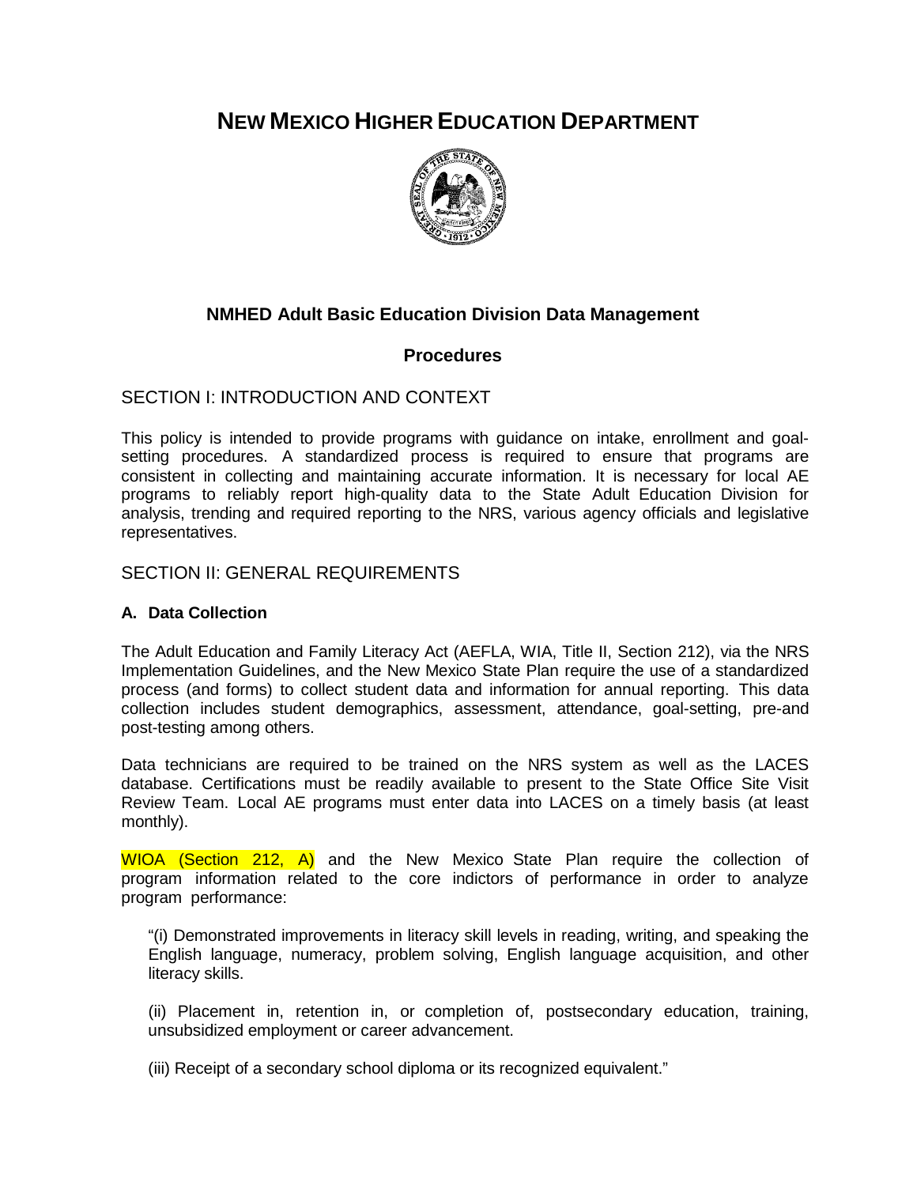# NEW MEXICO HIGHER EDUCATION DEPARTMENT

## NMHED Adult Basic Education Division Data Management

## Procedures

## SECTION I: INTRODUCTION AND CONTEXT

This policy is intended to provide programs with guidance on intake, enrollment and goal-setting procedures. A standardized process is required to ensure that programs are consistent in collecting and maintaining accurate information. It is necessary for local AE programs to reliably report high-quality data to the State Adult Education Division for analysis, trending and required reporting to the NRS, various agency officials and legislative representatives.

## SECTION II: GENERAL REQUIREMENTS

### A. Data Collection

The Adult Education and Family Literacy Act (AEFLA, WIA, Title II, Section 212), via the NRS Implementation Guidelines, and the New Mexico State Plan require the use of a standardized process (and forms) to collect student data and information for annual reporting. This data collection includes student demographics, assessment, attendance, goal-setting, pre-and post-testing among others.

Data technicians are required to be trained on the NRS system as well as the LACES database. Certifications must be readily available to present to the State Office Site Visit Review Team. Local AE programs must enter data into LACES on a timely basis (at least monthly).

WIOA (Section 212, A) and the New Mexico State Plan require the collection of program information related to the core indictors of performance in order to analyze program performance:

> "(i) Demonstrated improvements in literacy skill levels in reading, writing, and speaking the English language, numeracy, problem solving, English language acquisition, and other literacy skills.
>
> (ii) Placement in, retention in, or completion of, postsecondary education, training, unsubsidized employment or career advancement.
>
> (iii) Receipt of a secondary school diploma or its recognized equivalent."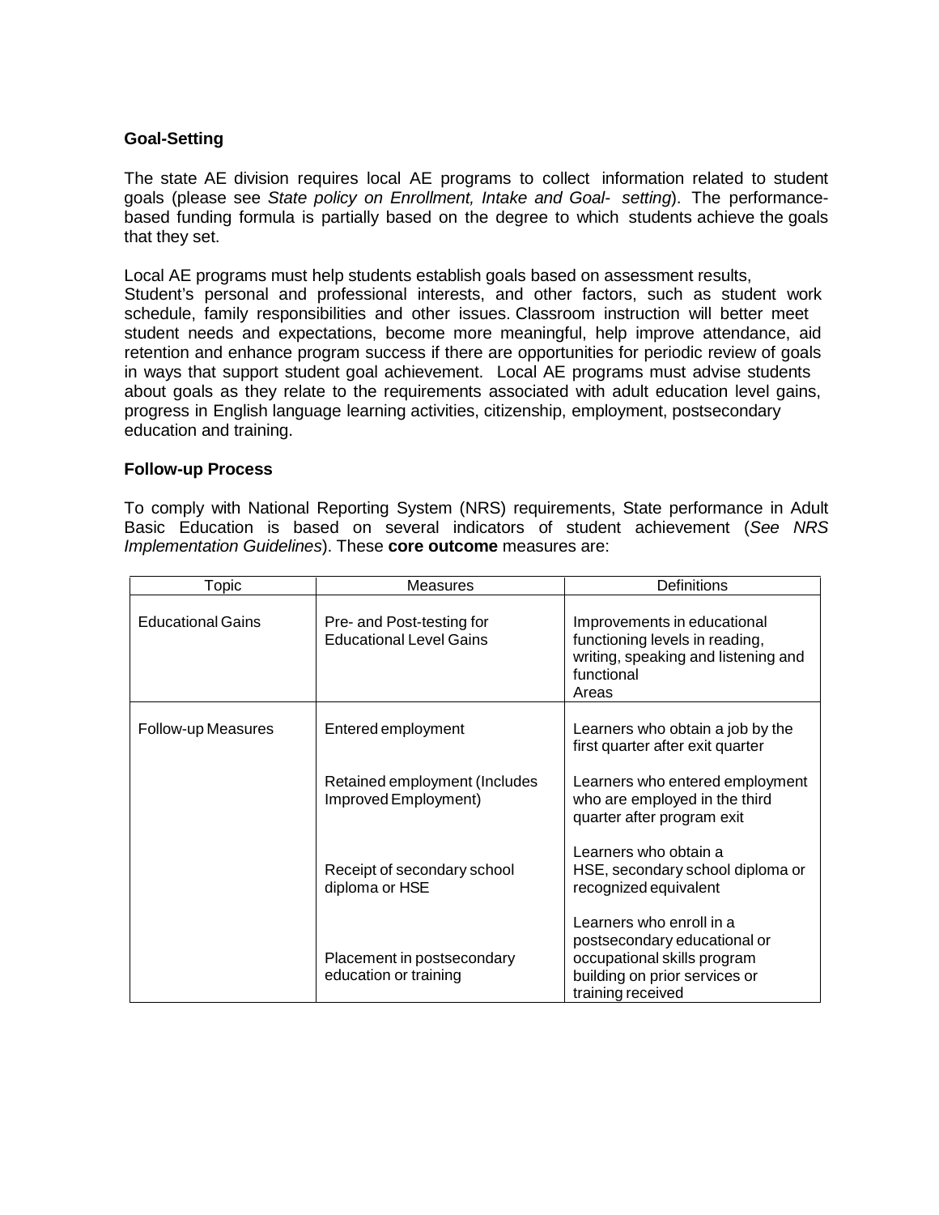**Goal-Setting**

The state AE division requires local AE programs to collect information related to student goals (please see *State policy on Enrollment, Intake and Goal- setting*). The performance-based funding formula is partially based on the degree to which students achieve the goals that they set.

Local AE programs must help students establish goals based on assessment results, Student's personal and professional interests, and other factors, such as student work schedule, family responsibilities and other issues. Classroom instruction will better meet student needs and expectations, become more meaningful, help improve attendance, aid retention and enhance program success if there are opportunities for periodic review of goals in ways that support student goal achievement. Local AE programs must advise students about goals as they relate to the requirements associated with adult education level gains, progress in English language learning activities, citizenship, employment, postsecondary education and training.

**Follow-up Process**

To comply with National Reporting System (NRS) requirements, State performance in Adult Basic Education is based on several indicators of student achievement (*See NRS Implementation Guidelines*). These **core outcome** measures are:

| Topic | Measures | Definitions |
|---|---|---|
| Educational Gains | Pre- and Post-testing for Educational Level Gains | Improvements in educational functioning levels in reading, writing, speaking and listening and functional Areas |
| Follow-up Measures | Entered employment | Learners who obtain a job by the first quarter after exit quarter |
| | Retained employment (Includes Improved Employment) | Learners who entered employment who are employed in the third quarter after program exit |
| | Receipt of secondary school diploma or HSE | Learners who obtain a HSE, secondary school diploma or recognized equivalent |
| | Placement in postsecondary education or training | Learners who enroll in a postsecondary educational or occupational skills program building on prior services or training received |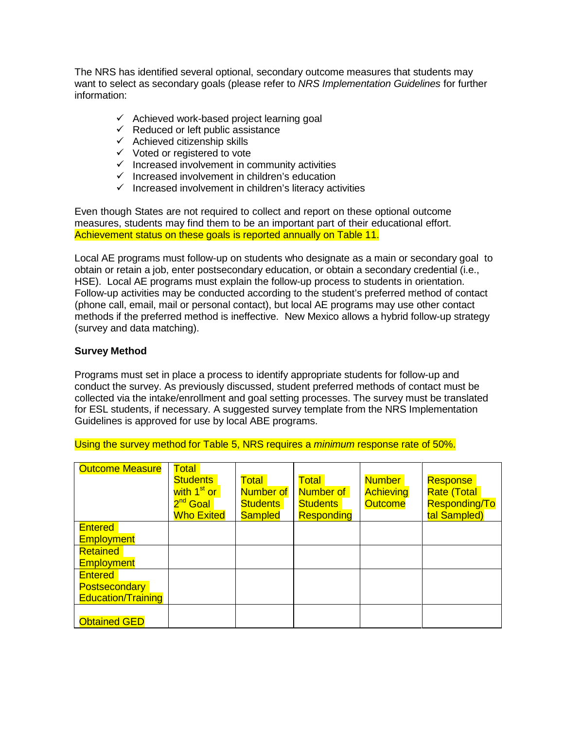The NRS has identified several optional, secondary outcome measures that students may want to select as secondary goals (please refer to *NRS Implementation Guidelines* for further information:

- ✓ Achieved work-based project learning goal
- ✓ Reduced or left public assistance
- ✓ Achieved citizenship skills
- ✓ Voted or registered to vote
- ✓ Increased involvement in community activities
- ✓ Increased involvement in children's education
- ✓ Increased involvement in children's literacy activities

Even though States are not required to collect and report on these optional outcome measures, students may find them to be an important part of their educational effort. Achievement status on these goals is reported annually on Table 11.

Local AE programs must follow-up on students who designate as a main or secondary goal to obtain or retain a job, enter postsecondary education, or obtain a secondary credential (i.e., HSE). Local AE programs must explain the follow-up process to students in orientation. Follow-up activities may be conducted according to the student's preferred method of contact (phone call, email, mail or personal contact), but local AE programs may use other contact methods if the preferred method is ineffective. New Mexico allows a hybrid follow-up strategy (survey and data matching).

**Survey Method**

Programs must set in place a process to identify appropriate students for follow-up and conduct the survey. As previously discussed, student preferred methods of contact must be collected via the intake/enrollment and goal setting processes. The survey must be translated for ESL students, if necessary. A suggested survey template from the NRS Implementation Guidelines is approved for use by local ABE programs.

Using the survey method for Table 5, NRS requires a *minimum* response rate of 50%.

| Outcome Measure | Total Students with 1st or 2nd Goal Who Exited | Total Number of Students Sampled | Total Number of Students Responding | Number Achieving Outcome | Response Rate (Total Responding/Total Sampled) |
|---|---|---|---|---|---|
| Entered Employment | | | | | |
| Retained Employment | | | | | |
| Entered Postsecondary Education/Training | | | | | |
| Obtained GED | | | | | |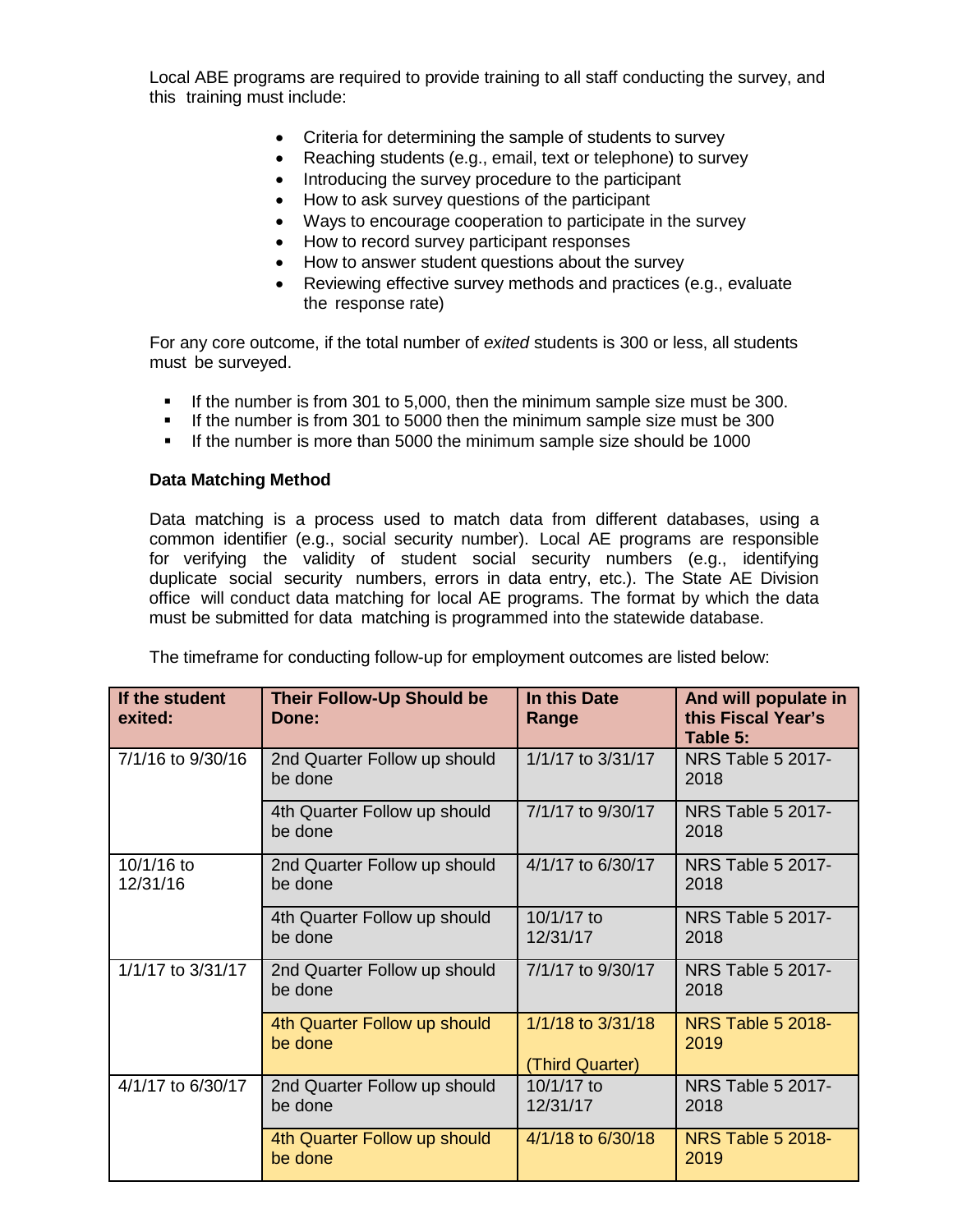Local ABE programs are required to provide training to all staff conducting the survey, and this training must include:

- Criteria for determining the sample of students to survey
- Reaching students (e.g., email, text or telephone) to survey
- Introducing the survey procedure to the participant
- How to ask survey questions of the participant
- Ways to encourage cooperation to participate in the survey
- How to record survey participant responses
- How to answer student questions about the survey
- Reviewing effective survey methods and practices (e.g., evaluate the response rate)

For any core outcome, if the total number of *exited* students is 300 or less, all students must be surveyed.

- If the number is from 301 to 5,000, then the minimum sample size must be 300.
- If the number is from 301 to 5000 then the minimum sample size must be 300
- If the number is more than 5000 the minimum sample size should be 1000

**Data Matching Method**

Data matching is a process used to match data from different databases, using a common identifier (e.g., social security number). Local AE programs are responsible for verifying the validity of student social security numbers (e.g., identifying duplicate social security numbers, errors in data entry, etc.). The State AE Division office will conduct data matching for local AE programs. The format by which the data must be submitted for data matching is programmed into the statewide database.

The timeframe for conducting follow-up for employment outcomes are listed below:

| If the student exited: | Their Follow-Up Should be Done: | In this Date Range | And will populate in this Fiscal Year's Table 5: |
|---|---|---|---|
| 7/1/16 to 9/30/16 | 2nd Quarter Follow up should be done | 1/1/17 to 3/31/17 | NRS Table 5 2017-2018 |
| | 4th Quarter Follow up should be done | 7/1/17 to 9/30/17 | NRS Table 5 2017-2018 |
| 10/1/16 to 12/31/16 | 2nd Quarter Follow up should be done | 4/1/17 to 6/30/17 | NRS Table 5 2017-2018 |
| | 4th Quarter Follow up should be done | 10/1/17 to 12/31/17 | NRS Table 5 2017-2018 |
| 1/1/17 to 3/31/17 | 2nd Quarter Follow up should be done | 7/1/17 to 9/30/17 | NRS Table 5 2017-2018 |
| | 4th Quarter Follow up should be done | 1/1/18 to 3/31/18 (Third Quarter) | NRS Table 5 2018-2019 |
| 4/1/17 to 6/30/17 | 2nd Quarter Follow up should be done | 10/1/17 to 12/31/17 | NRS Table 5 2017-2018 |
| | 4th Quarter Follow up should be done | 4/1/18 to 6/30/18 | NRS Table 5 2018-2019 |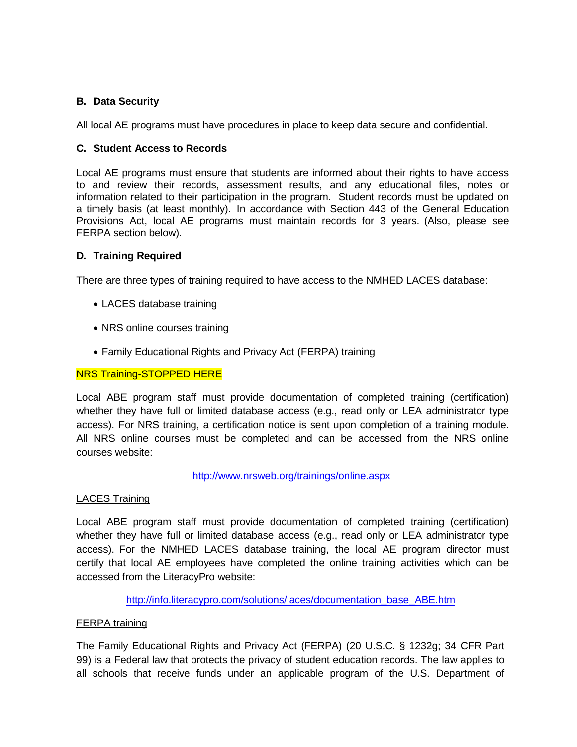### B. Data Security

All local AE programs must have procedures in place to keep data secure and confidential.

### C. Student Access to Records

Local AE programs must ensure that students are informed about their rights to have access to and review their records, assessment results, and any educational files, notes or information related to their participation in the program. Student records must be updated on a timely basis (at least monthly). In accordance with Section 443 of the General Education Provisions Act, local AE programs must maintain records for 3 years. (Also, please see FERPA section below).

### D. Training Required

There are three types of training required to have access to the NMHED LACES database:

- LACES database training
- NRS online courses training
- Family Educational Rights and Privacy Act (FERPA) training

NRS Training-STOPPED HERE

Local ABE program staff must provide documentation of completed training (certification) whether they have full or limited database access (e.g., read only or LEA administrator type access). For NRS training, a certification notice is sent upon completion of a training module. All NRS online courses must be completed and can be accessed from the NRS online courses website:

http://www.nrsweb.org/trainings/online.aspx

LACES Training

Local ABE program staff must provide documentation of completed training (certification) whether they have full or limited database access (e.g., read only or LEA administrator type access). For the NMHED LACES database training, the local AE program director must certify that local AE employees have completed the online training activities which can be accessed from the LiteracyPro website:

http://info.literacypro.com/solutions/laces/documentation_base_ABE.htm

FERPA training

The Family Educational Rights and Privacy Act (FERPA) (20 U.S.C. § 1232g; 34 CFR Part 99) is a Federal law that protects the privacy of student education records. The law applies to all schools that receive funds under an applicable program of the U.S. Department of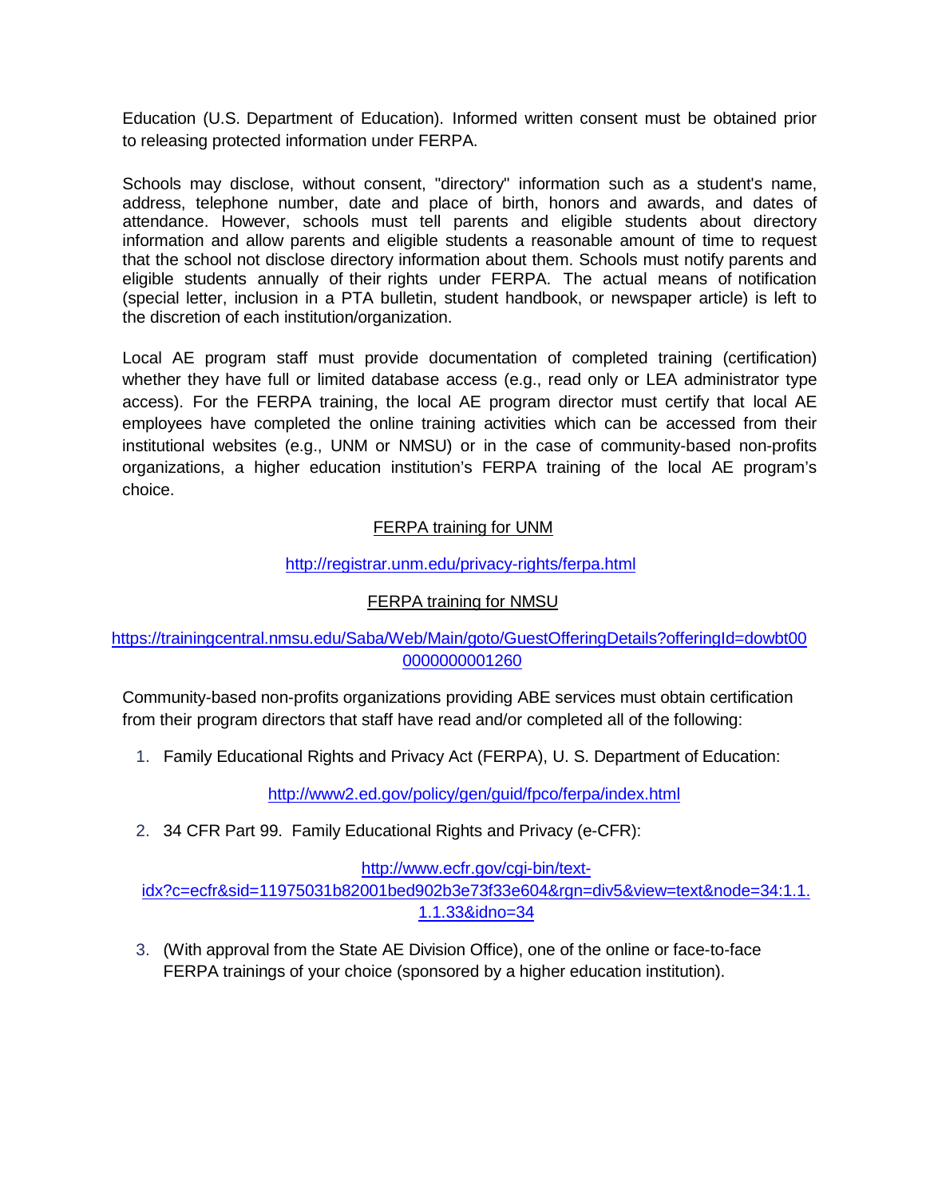Education (U.S. Department of Education). Informed written consent must be obtained prior to releasing protected information under FERPA.

Schools may disclose, without consent, "directory" information such as a student's name, address, telephone number, date and place of birth, honors and awards, and dates of attendance. However, schools must tell parents and eligible students about directory information and allow parents and eligible students a reasonable amount of time to request that the school not disclose directory information about them. Schools must notify parents and eligible students annually of their rights under FERPA. The actual means of notification (special letter, inclusion in a PTA bulletin, student handbook, or newspaper article) is left to the discretion of each institution/organization.

Local AE program staff must provide documentation of completed training (certification) whether they have full or limited database access (e.g., read only or LEA administrator type access). For the FERPA training, the local AE program director must certify that local AE employees have completed the online training activities which can be accessed from their institutional websites (e.g., UNM or NMSU) or in the case of community-based non-profits organizations, a higher education institution's FERPA training of the local AE program's choice.

FERPA training for UNM

http://registrar.unm.edu/privacy-rights/ferpa.html

FERPA training for NMSU

https://trainingcentral.nmsu.edu/Saba/Web/Main/goto/GuestOfferingDetails?offeringId=dowbt000000000001260

Community-based non-profits organizations providing ABE services must obtain certification from their program directors that staff have read and/or completed all of the following:

1. Family Educational Rights and Privacy Act (FERPA), U. S. Department of Education:

   http://www2.ed.gov/policy/gen/guid/fpco/ferpa/index.html

2. 34 CFR Part 99. Family Educational Rights and Privacy (e-CFR):

   http://www.ecfr.gov/cgi-bin/text-idx?c=ecfr&sid=11975031b82001bed902b3e73f33e604&rgn=div5&view=text&node=34:1.1.1.1.33&idno=34

3. (With approval from the State AE Division Office), one of the online or face-to-face FERPA trainings of your choice (sponsored by a higher education institution).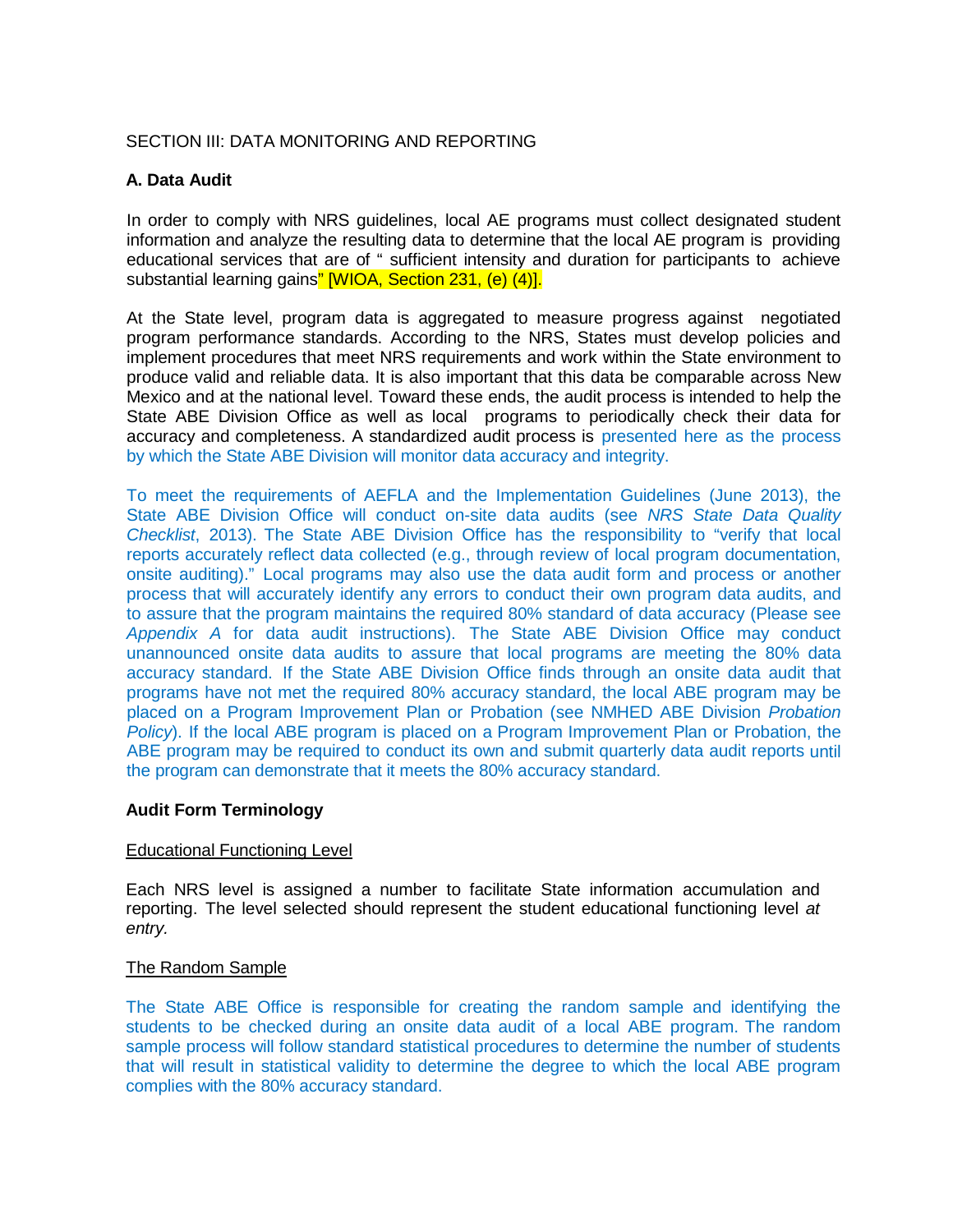SECTION III: DATA MONITORING AND REPORTING

**A. Data Audit**

In order to comply with NRS guidelines, local AE programs must collect designated student information and analyze the resulting data to determine that the local AE program is providing educational services that are of " sufficient intensity and duration for participants to achieve substantial learning gains" [WIOA, Section 231, (e) (4)].

At the State level, program data is aggregated to measure progress against negotiated program performance standards. According to the NRS, States must develop policies and implement procedures that meet NRS requirements and work within the State environment to produce valid and reliable data. It is also important that this data be comparable across New Mexico and at the national level. Toward these ends, the audit process is intended to help the State ABE Division Office as well as local programs to periodically check their data for accuracy and completeness. A standardized audit process is presented here as the process by which the State ABE Division will monitor data accuracy and integrity.

To meet the requirements of AEFLA and the Implementation Guidelines (June 2013), the State ABE Division Office will conduct on-site data audits (see *NRS State Data Quality Checklist*, 2013). The State ABE Division Office has the responsibility to "verify that local reports accurately reflect data collected (e.g., through review of local program documentation, onsite auditing)." Local programs may also use the data audit form and process or another process that will accurately identify any errors to conduct their own program data audits, and to assure that the program maintains the required 80% standard of data accuracy (Please see *Appendix A* for data audit instructions). The State ABE Division Office may conduct unannounced onsite data audits to assure that local programs are meeting the 80% data accuracy standard. If the State ABE Division Office finds through an onsite data audit that programs have not met the required 80% accuracy standard, the local ABE program may be placed on a Program Improvement Plan or Probation (see NMHED ABE Division *Probation Policy*). If the local ABE program is placed on a Program Improvement Plan or Probation, the ABE program may be required to conduct its own and submit quarterly data audit reports until the program can demonstrate that it meets the 80% accuracy standard.

**Audit Form Terminology**

Educational Functioning Level

Each NRS level is assigned a number to facilitate State information accumulation and reporting. The level selected should represent the student educational functioning level *at entry.*

The Random Sample

The State ABE Office is responsible for creating the random sample and identifying the students to be checked during an onsite data audit of a local ABE program. The random sample process will follow standard statistical procedures to determine the number of students that will result in statistical validity to determine the degree to which the local ABE program complies with the 80% accuracy standard.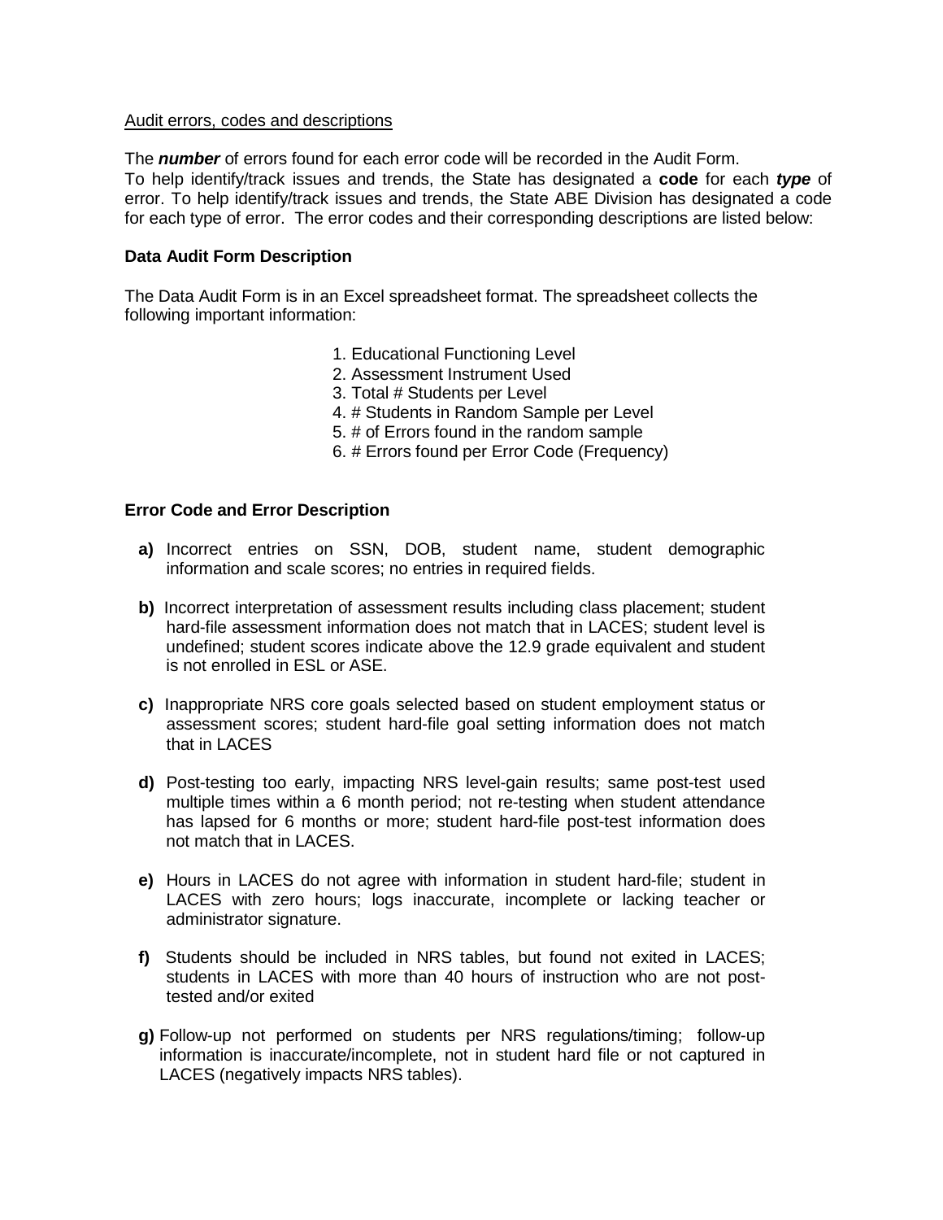Audit errors, codes and descriptions

The ***number*** of errors found for each error code will be recorded in the Audit Form.
To help identify/track issues and trends, the State has designated a **code** for each ***type*** of error. To help identify/track issues and trends, the State ABE Division has designated a code for each type of error. The error codes and their corresponding descriptions are listed below:

**Data Audit Form Description**

The Data Audit Form is in an Excel spreadsheet format. The spreadsheet collects the following important information:

1. Educational Functioning Level
2. Assessment Instrument Used
3. Total # Students per Level
4. # Students in Random Sample per Level
5. # of Errors found in the random sample
6. # Errors found per Error Code (Frequency)

**Error Code and Error Description**

**a)** Incorrect entries on SSN, DOB, student name, student demographic information and scale scores; no entries in required fields.

**b)** Incorrect interpretation of assessment results including class placement; student hard-file assessment information does not match that in LACES; student level is undefined; student scores indicate above the 12.9 grade equivalent and student is not enrolled in ESL or ASE.

**c)** Inappropriate NRS core goals selected based on student employment status or assessment scores; student hard-file goal setting information does not match that in LACES

**d)** Post-testing too early, impacting NRS level-gain results; same post-test used multiple times within a 6 month period; not re-testing when student attendance has lapsed for 6 months or more; student hard-file post-test information does not match that in LACES.

**e)** Hours in LACES do not agree with information in student hard-file; student in LACES with zero hours; logs inaccurate, incomplete or lacking teacher or administrator signature.

**f)** Students should be included in NRS tables, but found not exited in LACES; students in LACES with more than 40 hours of instruction who are not post-tested and/or exited

**g)** Follow-up not performed on students per NRS regulations/timing; follow-up information is inaccurate/incomplete, not in student hard file or not captured in LACES (negatively impacts NRS tables).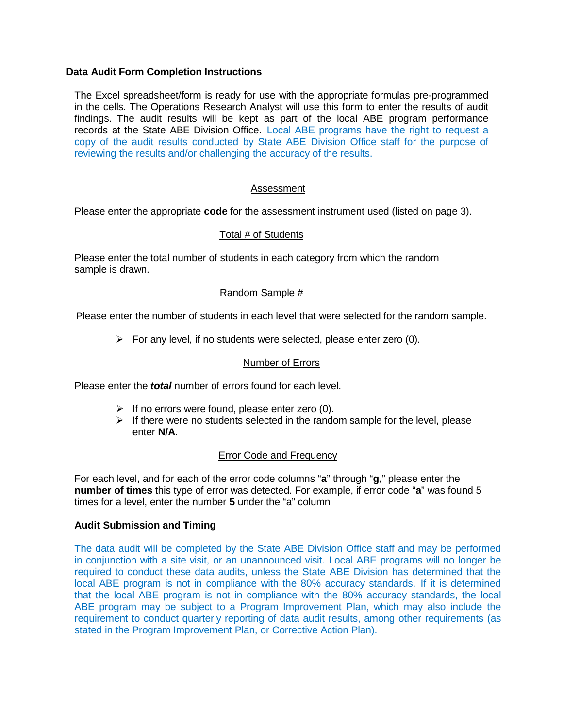### Data Audit Form Completion Instructions

The Excel spreadsheet/form is ready for use with the appropriate formulas pre-programmed in the cells. The Operations Research Analyst will use this form to enter the results of audit findings. The audit results will be kept as part of the local ABE program performance records at the State ABE Division Office. Local ABE programs have the right to request a copy of the audit results conducted by State ABE Division Office staff for the purpose of reviewing the results and/or challenging the accuracy of the results.

Assessment

Please enter the appropriate **code** for the assessment instrument used (listed on page 3).

Total # of Students

Please enter the total number of students in each category from which the random sample is drawn.

Random Sample #

Please enter the number of students in each level that were selected for the random sample.

- For any level, if no students were selected, please enter zero (0).

Number of Errors

Please enter the ***total*** number of errors found for each level.

- If no errors were found, please enter zero (0).
- If there were no students selected in the random sample for the level, please enter **N/A**.

Error Code and Frequency

For each level, and for each of the error code columns "**a**" through "**g**," please enter the **number of times** this type of error was detected. For example, if error code "**a**" was found 5 times for a level, enter the number **5** under the "a" column

**Audit Submission and Timing**

The data audit will be completed by the State ABE Division Office staff and may be performed in conjunction with a site visit, or an unannounced visit. Local ABE programs will no longer be required to conduct these data audits, unless the State ABE Division has determined that the local ABE program is not in compliance with the 80% accuracy standards. If it is determined that the local ABE program is not in compliance with the 80% accuracy standards, the local ABE program may be subject to a Program Improvement Plan, which may also include the requirement to conduct quarterly reporting of data audit results, among other requirements (as stated in the Program Improvement Plan, or Corrective Action Plan).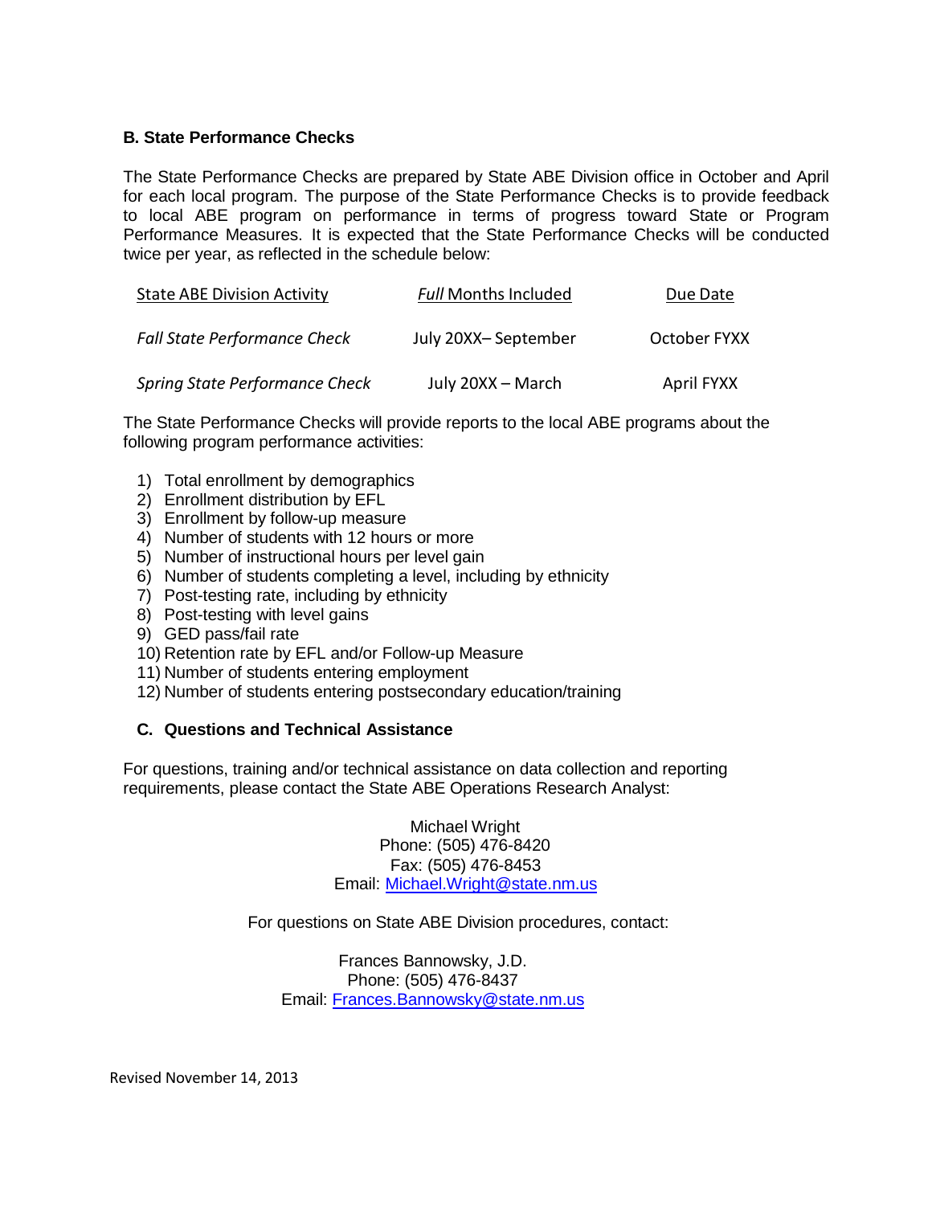### B. State Performance Checks

The State Performance Checks are prepared by State ABE Division office in October and April for each local program. The purpose of the State Performance Checks is to provide feedback to local ABE program on performance in terms of progress toward State or Program Performance Measures. It is expected that the State Performance Checks will be conducted twice per year, as reflected in the schedule below:

| State ABE Division Activity | *Full* Months Included | Due Date |
|---|---|---|
| *Fall State Performance Check* | July 20XX– September | October FYXX |
| *Spring State Performance Check* | July 20XX – March | April FYXX |

The State Performance Checks will provide reports to the local ABE programs about the following program performance activities:

1) Total enrollment by demographics
2) Enrollment distribution by EFL
3) Enrollment by follow-up measure
4) Number of students with 12 hours or more
5) Number of instructional hours per level gain
6) Number of students completing a level, including by ethnicity
7) Post-testing rate, including by ethnicity
8) Post-testing with level gains
9) GED pass/fail rate
10) Retention rate by EFL and/or Follow-up Measure
11) Number of students entering employment
12) Number of students entering postsecondary education/training

### C. Questions and Technical Assistance

For questions, training and/or technical assistance on data collection and reporting requirements, please contact the State ABE Operations Research Analyst:

Michael Wright
Phone: (505) 476-8420
Fax: (505) 476-8453
Email: Michael.Wright@state.nm.us

For questions on State ABE Division procedures, contact:

Frances Bannowsky, J.D.
Phone: (505) 476-8437
Email: Frances.Bannowsky@state.nm.us

Revised November 14, 2013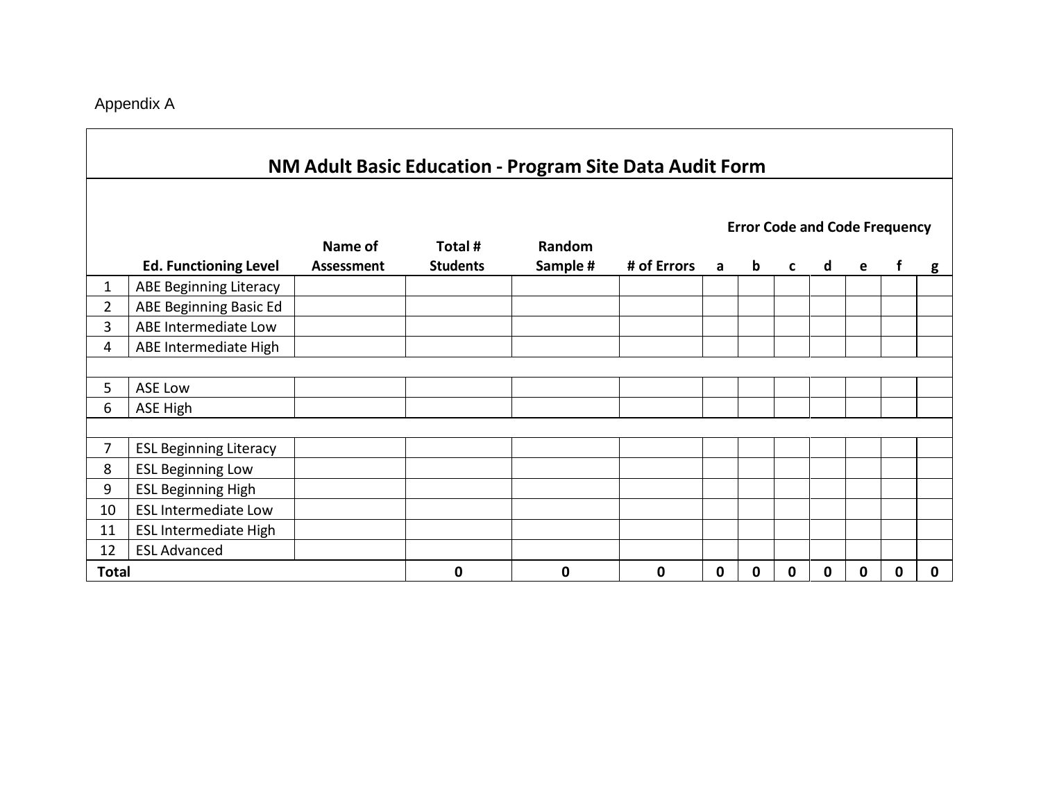Appendix A

## NM Adult Basic Education - Program Site Data Audit Form

| | Ed. Functioning Level | Name of Assessment | Total # Students | Random Sample # | # of Errors | Error Code and Code Frequency a | b | c | d | e | f | g |
|---|---|---|---|---|---|---|---|---|---|---|---|---|
| 1 | ABE Beginning Literacy | | | | | | | | | | | |
| 2 | ABE Beginning Basic Ed | | | | | | | | | | | |
| 3 | ABE Intermediate Low | | | | | | | | | | | |
| 4 | ABE Intermediate High | | | | | | | | | | | |
| | | | | | | | | | | | | |
| 5 | ASE Low | | | | | | | | | | | |
| 6 | ASE High | | | | | | | | | | | |
| | | | | | | | | | | | | |
| 7 | ESL Beginning Literacy | | | | | | | | | | | |
| 8 | ESL Beginning Low | | | | | | | | | | | |
| 9 | ESL Beginning High | | | | | | | | | | | |
| 10 | ESL Intermediate Low | | | | | | | | | | | |
| 11 | ESL Intermediate High | | | | | | | | | | | |
| 12 | ESL Advanced | | | | | | | | | | | |
| **Total** | | | **0** | **0** | **0** | **0** | **0** | **0** | **0** | **0** | **0** | **0** |